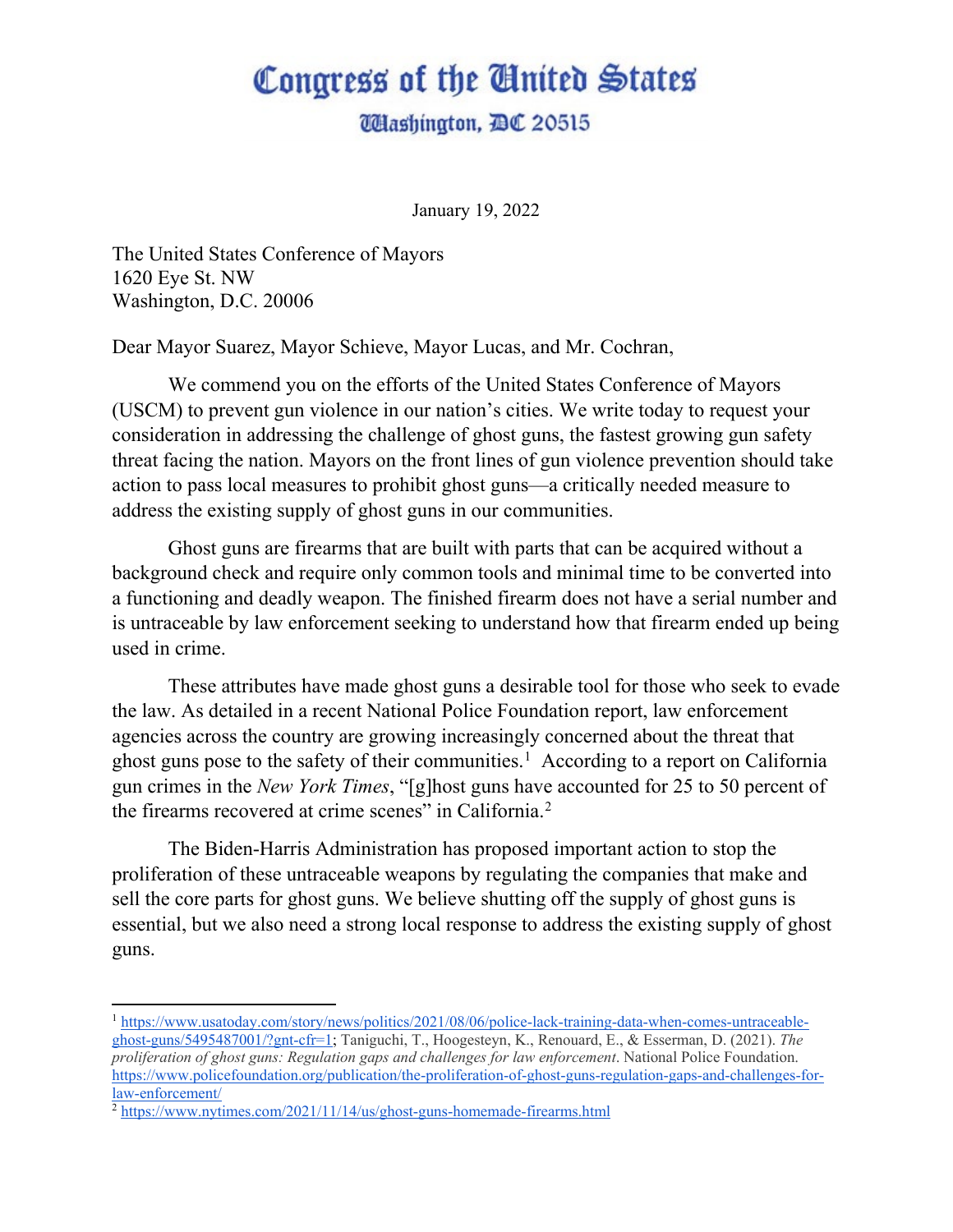# Congress of the United States

## Washington, DC 20515

January 19, 2022

The United States Conference of Mayors
1620 Eye St. NW
Washington, D.C. 20006

Dear Mayor Suarez, Mayor Schieve, Mayor Lucas, and Mr. Cochran,

We commend you on the efforts of the United States Conference of Mayors (USCM) to prevent gun violence in our nation's cities. We write today to request your consideration in addressing the challenge of ghost guns, the fastest growing gun safety threat facing the nation. Mayors on the front lines of gun violence prevention should take action to pass local measures to prohibit ghost guns—a critically needed measure to address the existing supply of ghost guns in our communities.

Ghost guns are firearms that are built with parts that can be acquired without a background check and require only common tools and minimal time to be converted into a functioning and deadly weapon. The finished firearm does not have a serial number and is untraceable by law enforcement seeking to understand how that firearm ended up being used in crime.

These attributes have made ghost guns a desirable tool for those who seek to evade the law. As detailed in a recent National Police Foundation report, law enforcement agencies across the country are growing increasingly concerned about the threat that ghost guns pose to the safety of their communities.[1] According to a report on California gun crimes in the *New York Times*, "[g]host guns have accounted for 25 to 50 percent of the firearms recovered at crime scenes" in California.[2]

The Biden-Harris Administration has proposed important action to stop the proliferation of these untraceable weapons by regulating the companies that make and sell the core parts for ghost guns. We believe shutting off the supply of ghost guns is essential, but we also need a strong local response to address the existing supply of ghost guns.

---

[1] https://www.usatoday.com/story/news/politics/2021/08/06/police-lack-training-data-when-comes-untraceable-ghost-guns/5495487001/?gnt-cfr=1; Taniguchi, T., Hoogesteyn, K., Renouard, E., & Esserman, D. (2021). *The proliferation of ghost guns: Regulation gaps and challenges for law enforcement*. National Police Foundation. https://www.policefoundation.org/publication/the-proliferation-of-ghost-guns-regulation-gaps-and-challenges-for-law-enforcement/

[2] https://www.nytimes.com/2021/11/14/us/ghost-guns-homemade-firearms.html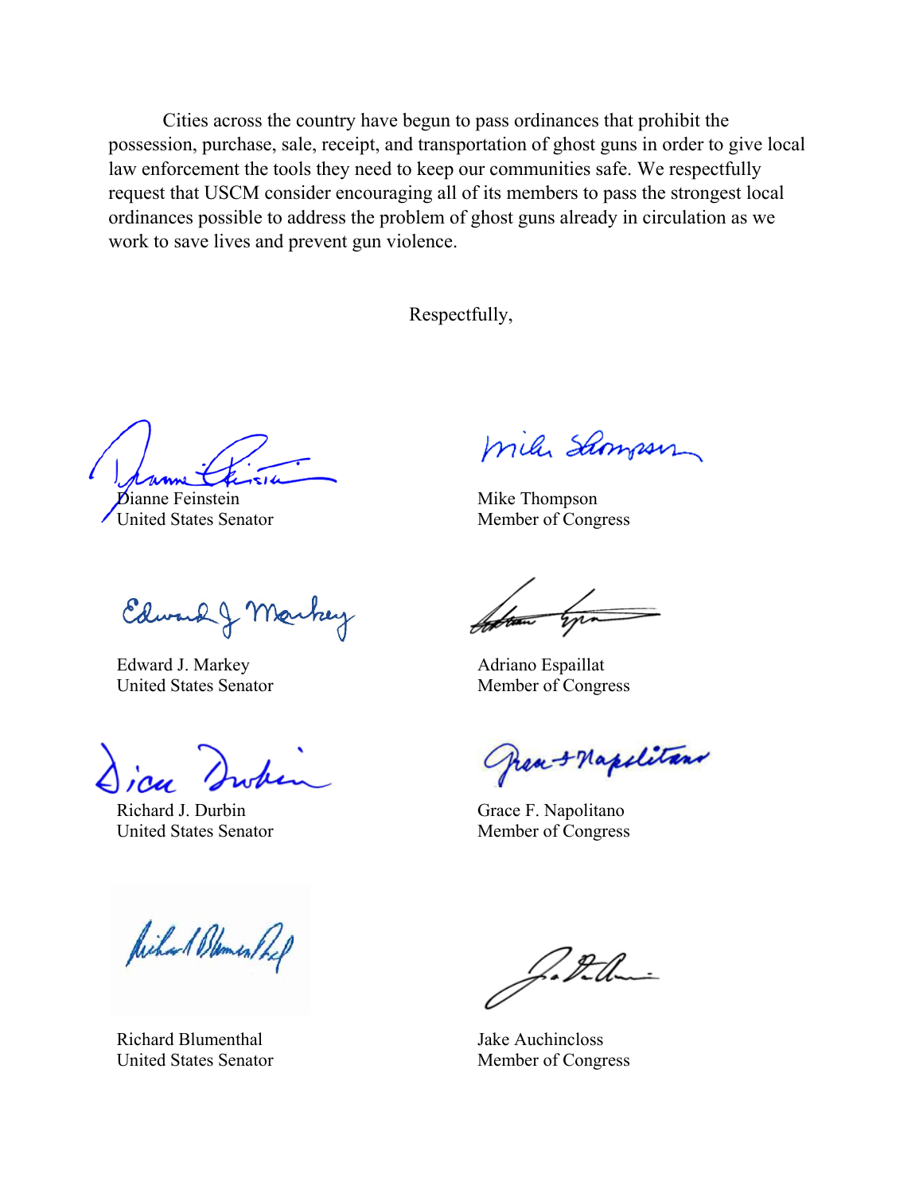Cities across the country have begun to pass ordinances that prohibit the possession, purchase, sale, receipt, and transportation of ghost guns in order to give local law enforcement the tools they need to keep our communities safe. We respectfully request that USCM consider encouraging all of its members to pass the strongest local ordinances possible to address the problem of ghost guns already in circulation as we work to save lives and prevent gun violence.

Respectfully,

Dianne Feinstein
United States Senator

Mike Thompson
Member of Congress

Edward J. Markey
United States Senator

Adriano Espaillat
Member of Congress

Richard J. Durbin
United States Senator

Grace F. Napolitano
Member of Congress

Richard Blumenthal
United States Senator

Jake Auchincloss
Member of Congress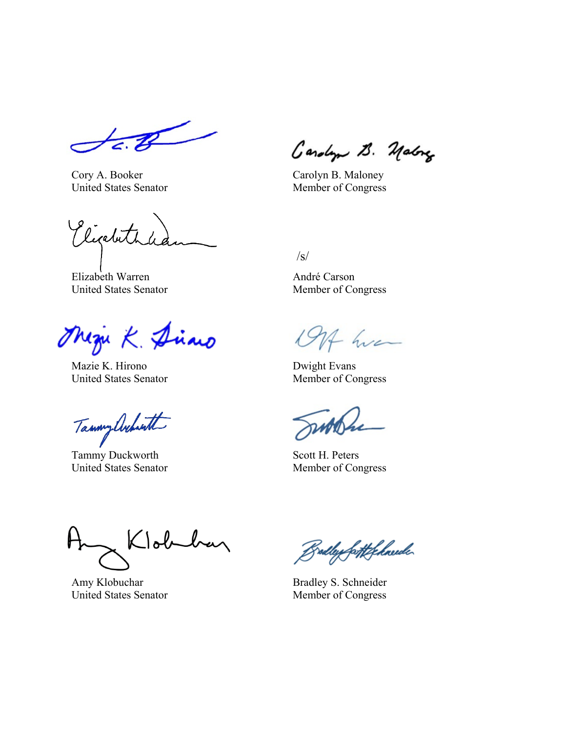Cory A. Booker
United States Senator

Carolyn B. Maloney
Member of Congress

Elizabeth Warren
United States Senator

/s/

André Carson
Member of Congress

Mazie K. Hirono
United States Senator

Dwight Evans
Member of Congress

Tammy Duckworth
United States Senator

Scott H. Peters
Member of Congress

Amy Klobuchar
United States Senator

Bradley S. Schneider
Member of Congress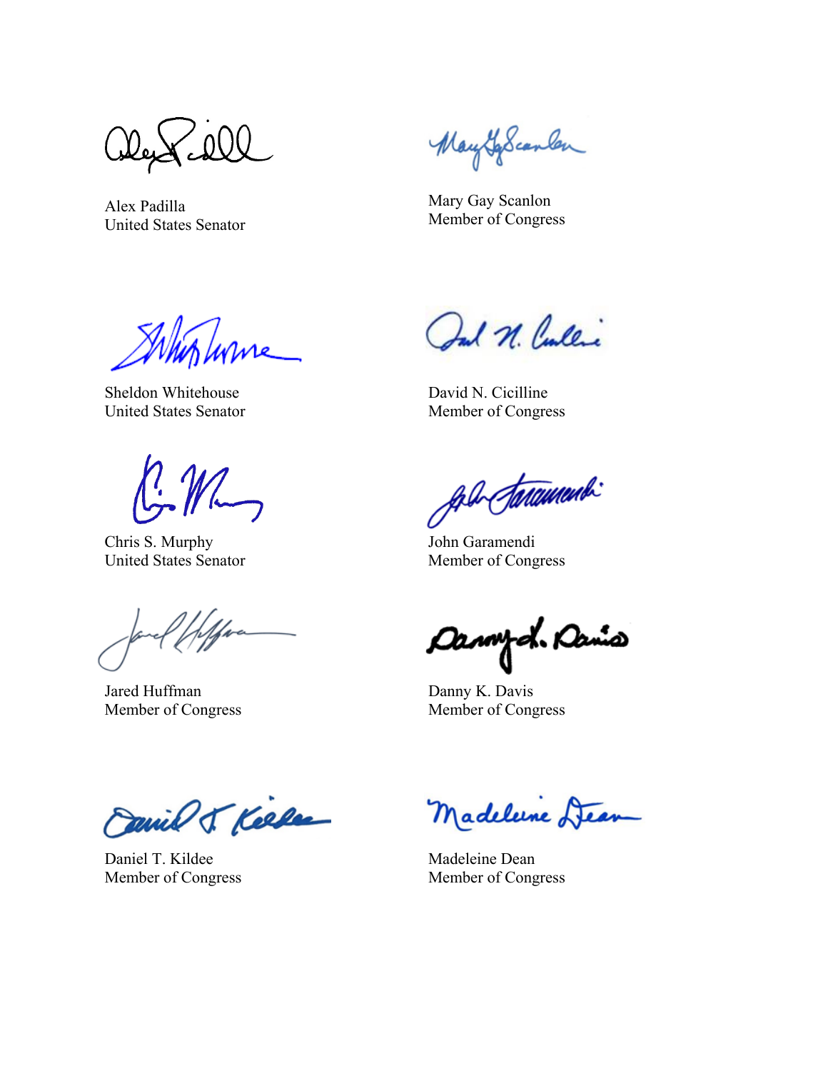Alex Padilla
United States Senator

Mary Gay Scanlon
Member of Congress

Sheldon Whitehouse
United States Senator

David N. Cicilline
Member of Congress

Chris S. Murphy
United States Senator

John Garamendi
Member of Congress

Jared Huffman
Member of Congress

Danny K. Davis
Member of Congress

Daniel T. Kildee
Member of Congress

Madeleine Dean
Member of Congress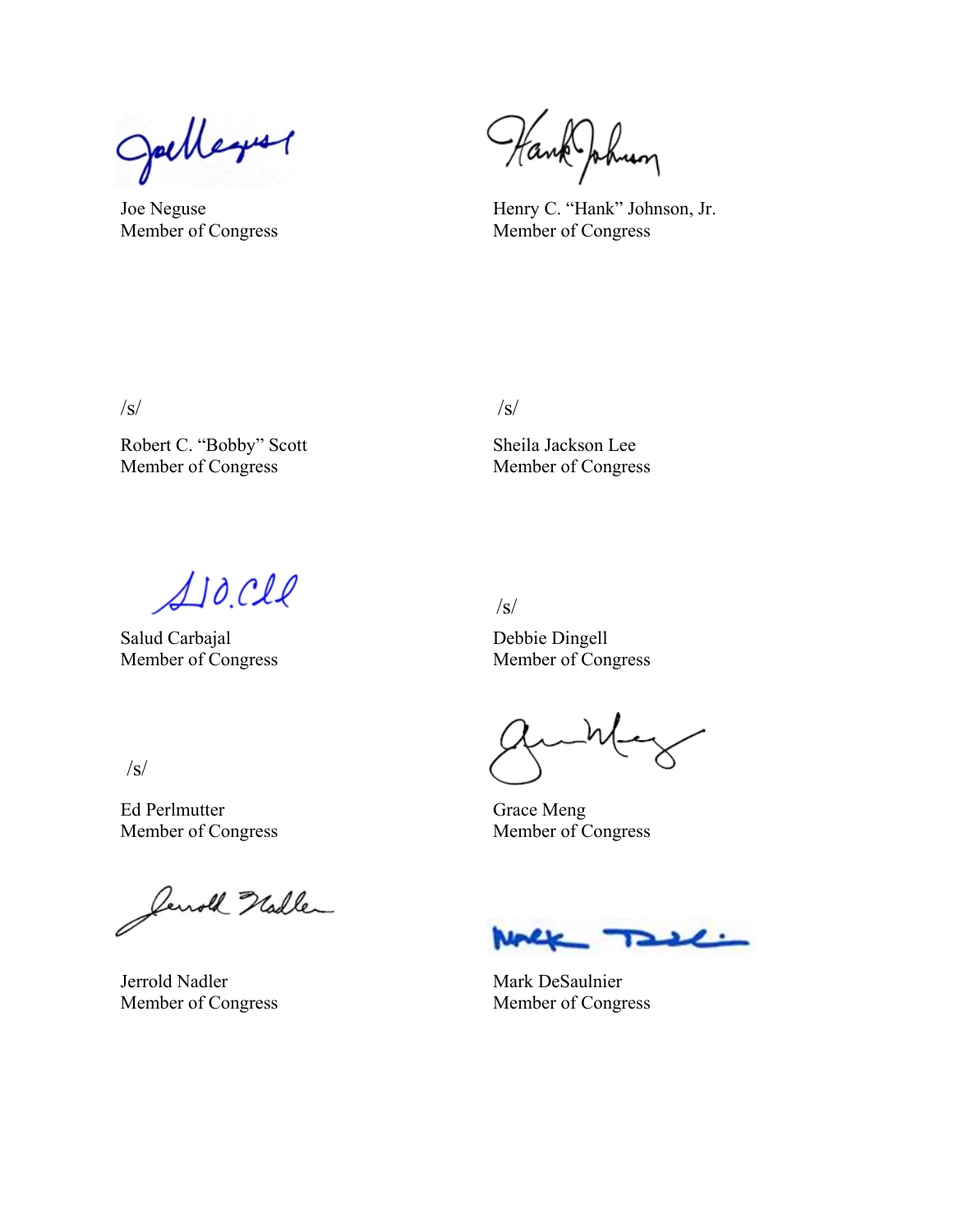Joe Neguse
Member of Congress

Henry C. "Hank" Johnson, Jr.
Member of Congress

/s/

Robert C. "Bobby" Scott
Member of Congress

/s/

Sheila Jackson Lee
Member of Congress

Salud Carbajal
Member of Congress

/s/

Debbie Dingell
Member of Congress

/s/

Ed Perlmutter
Member of Congress

Grace Meng
Member of Congress

Jerrold Nadler
Member of Congress

Mark DeSaulnier
Member of Congress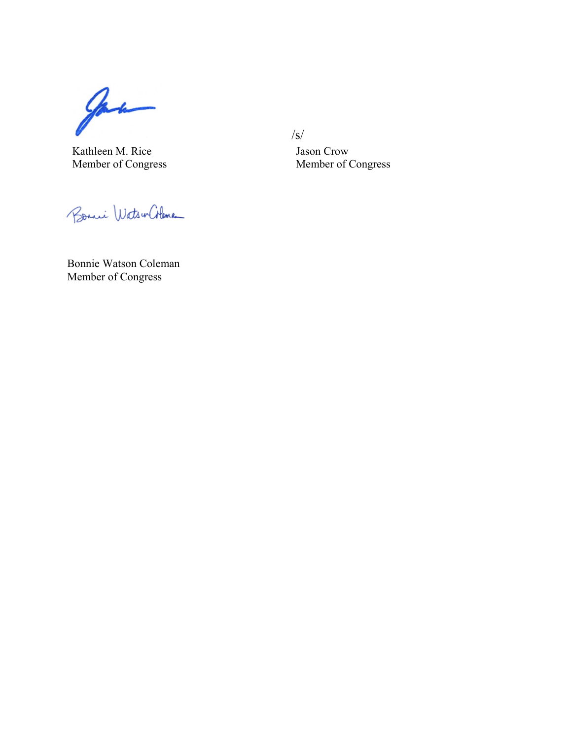Kathleen M. Rice
Member of Congress

/s/
Jason Crow
Member of Congress

Bonnie Watson Coleman
Member of Congress